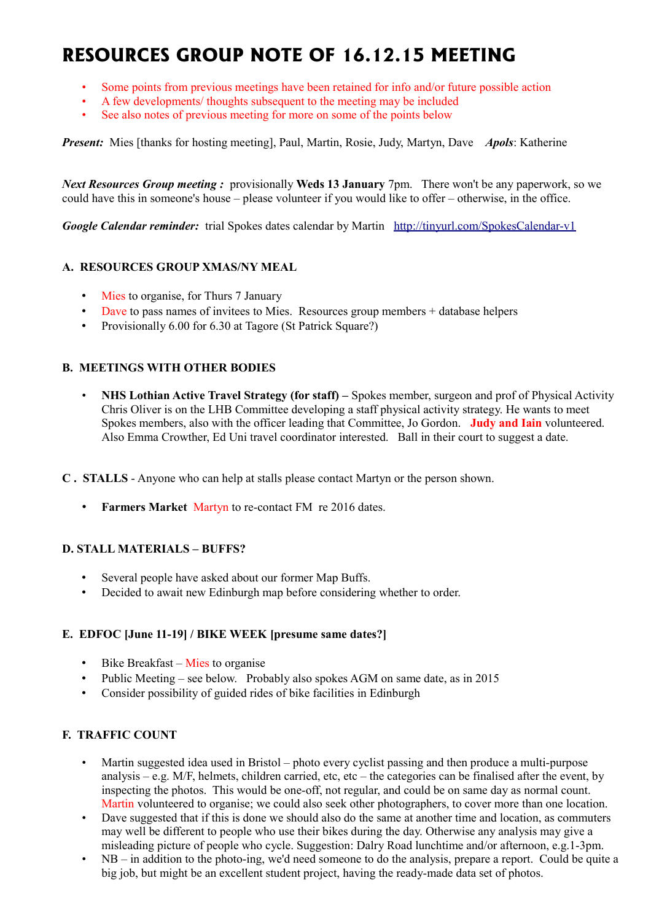# RESOURCES GROUP NOTE OF 16.12.15 MEETING

- Some points from previous meetings have been retained for info and/or future possible action
- A few developments/ thoughts subsequent to the meeting may be included
- See also notes of previous meeting for more on some of the points below

***Present:*** Mies [thanks for hosting meeting], Paul, Martin, Rosie, Judy, Martyn, Dave ***Apols***: Katherine

***Next Resources Group meeting :*** provisionally **Weds 13 January** 7pm. There won't be any paperwork, so we could have this in someone's house – please volunteer if you would like to offer – otherwise, in the office.

***Google Calendar reminder:*** trial Spokes dates calendar by Martin http://tinyurl.com/SpokesCalendar-v1

### A. RESOURCES GROUP XMAS/NY MEAL

- Mies to organise, for Thurs 7 January
- Dave to pass names of invitees to Mies. Resources group members + database helpers
- Provisionally 6.00 for 6.30 at Tagore (St Patrick Square?)

### B. MEETINGS WITH OTHER BODIES

- **NHS Lothian Active Travel Strategy (for staff) –** Spokes member, surgeon and prof of Physical Activity Chris Oliver is on the LHB Committee developing a staff physical activity strategy. He wants to meet Spokes members, also with the officer leading that Committee, Jo Gordon. **Judy and Iain** volunteered. Also Emma Crowther, Ed Uni travel coordinator interested. Ball in their court to suggest a date.

### C . STALLS - Anyone who can help at stalls please contact Martyn or the person shown.

- **Farmers Market** Martyn to re-contact FM re 2016 dates.

### D. STALL MATERIALS – BUFFS?

- Several people have asked about our former Map Buffs.
- Decided to await new Edinburgh map before considering whether to order.

### E. EDFOC [June 11-19] / BIKE WEEK [presume same dates?]

- Bike Breakfast – Mies to organise
- Public Meeting – see below. Probably also spokes AGM on same date, as in 2015
- Consider possibility of guided rides of bike facilities in Edinburgh

### F. TRAFFIC COUNT

- Martin suggested idea used in Bristol – photo every cyclist passing and then produce a multi-purpose analysis – e.g. M/F, helmets, children carried, etc, etc – the categories can be finalised after the event, by inspecting the photos. This would be one-off, not regular, and could be on same day as normal count. Martin volunteered to organise; we could also seek other photographers, to cover more than one location.
- Dave suggested that if this is done we should also do the same at another time and location, as commuters may well be different to people who use their bikes during the day. Otherwise any analysis may give a misleading picture of people who cycle. Suggestion: Dalry Road lunchtime and/or afternoon, e.g.1-3pm.
- NB – in addition to the photo-ing, we'd need someone to do the analysis, prepare a report. Could be quite a big job, but might be an excellent student project, having the ready-made data set of photos.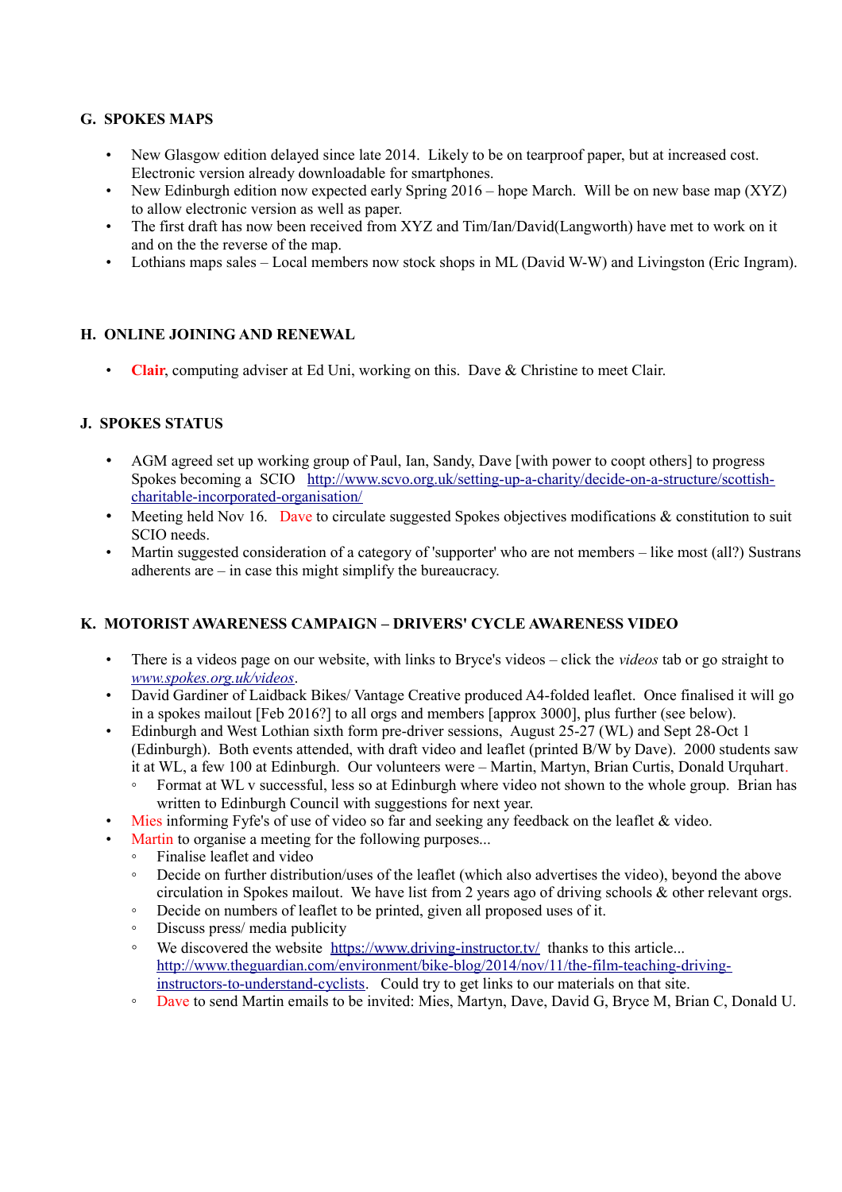## G. SPOKES MAPS

- New Glasgow edition delayed since late 2014. Likely to be on tearproof paper, but at increased cost. Electronic version already downloadable for smartphones.
- New Edinburgh edition now expected early Spring 2016 – hope March. Will be on new base map (XYZ) to allow electronic version as well as paper.
- The first draft has now been received from XYZ and Tim/Ian/David(Langworth) have met to work on it and on the the reverse of the map.
- Lothians maps sales – Local members now stock shops in ML (David W-W) and Livingston (Eric Ingram).

## H. ONLINE JOINING AND RENEWAL

- **Clair**, computing adviser at Ed Uni, working on this. Dave & Christine to meet Clair.

## J. SPOKES STATUS

- AGM agreed set up working group of Paul, Ian, Sandy, Dave [with power to coopt others] to progress Spokes becoming a SCIO http://www.scvo.org.uk/setting-up-a-charity/decide-on-a-structure/scottish-charitable-incorporated-organisation/
- Meeting held Nov 16. Dave to circulate suggested Spokes objectives modifications & constitution to suit SCIO needs.
- Martin suggested consideration of a category of 'supporter' who are not members – like most (all?) Sustrans adherents are – in case this might simplify the bureaucracy.

## K. MOTORIST AWARENESS CAMPAIGN – DRIVERS' CYCLE AWARENESS VIDEO

- There is a videos page on our website, with links to Bryce's videos – click the *videos* tab or go straight to *www.spokes.org.uk/videos*.
- David Gardiner of Laidback Bikes/ Vantage Creative produced A4-folded leaflet. Once finalised it will go in a spokes mailout [Feb 2016?] to all orgs and members [approx 3000], plus further (see below).
- Edinburgh and West Lothian sixth form pre-driver sessions, August 25-27 (WL) and Sept 28-Oct 1 (Edinburgh). Both events attended, with draft video and leaflet (printed B/W by Dave). 2000 students saw it at WL, a few 100 at Edinburgh. Our volunteers were – Martin, Martyn, Brian Curtis, Donald Urquhart.
  - Format at WL v successful, less so at Edinburgh where video not shown to the whole group. Brian has written to Edinburgh Council with suggestions for next year.
- Mies informing Fyfe's of use of video so far and seeking any feedback on the leaflet & video.
- Martin to organise a meeting for the following purposes...
  - Finalise leaflet and video
  - Decide on further distribution/uses of the leaflet (which also advertises the video), beyond the above circulation in Spokes mailout. We have list from 2 years ago of driving schools & other relevant orgs.
  - Decide on numbers of leaflet to be printed, given all proposed uses of it.
  - Discuss press/ media publicity
  - We discovered the website https://www.driving-instructor.tv/ thanks to this article... http://www.theguardian.com/environment/bike-blog/2014/nov/11/the-film-teaching-driving-instructors-to-understand-cyclists. Could try to get links to our materials on that site.
  - Dave to send Martin emails to be invited: Mies, Martyn, Dave, David G, Bryce M, Brian C, Donald U.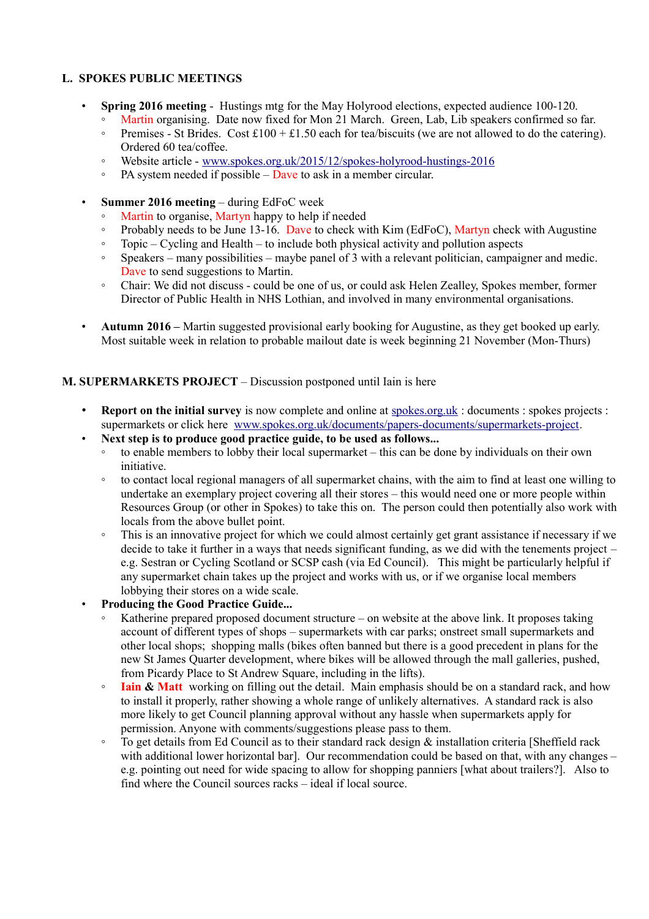## L. SPOKES PUBLIC MEETINGS

- **Spring 2016 meeting** - Hustings mtg for the May Holyrood elections, expected audience 100-120.
  - Martin organising. Date now fixed for Mon 21 March. Green, Lab, Lib speakers confirmed so far.
  - Premises - St Brides. Cost £100 + £1.50 each for tea/biscuits (we are not allowed to do the catering). Ordered 60 tea/coffee.
  - Website article - [www.spokes.org.uk/2015/12/spokes-holyrood-hustings-2016](www.spokes.org.uk/2015/12/spokes-holyrood-hustings-2016)
  - PA system needed if possible – Dave to ask in a member circular.

- **Summer 2016 meeting** – during EdFoC week
  - Martin to organise, Martyn happy to help if needed
  - Probably needs to be June 13-16. Dave to check with Kim (EdFoC), Martyn check with Augustine
  - Topic – Cycling and Health – to include both physical activity and pollution aspects
  - Speakers – many possibilities – maybe panel of 3 with a relevant politician, campaigner and medic. Dave to send suggestions to Martin.
  - Chair: We did not discuss - could be one of us, or could ask Helen Zealley, Spokes member, former Director of Public Health in NHS Lothian, and involved in many environmental organisations.

- **Autumn 2016 –** Martin suggested provisional early booking for Augustine, as they get booked up early. Most suitable week in relation to probable mailout date is week beginning 21 November (Mon-Thurs)

## M. SUPERMARKETS PROJECT – Discussion postponed until Iain is here

- **Report on the initial survey** is now complete and online at [spokes.org.uk](spokes.org.uk) : documents : spokes projects : supermarkets or click here [www.spokes.org.uk/documents/papers-documents/supermarkets-project](www.spokes.org.uk/documents/papers-documents/supermarkets-project).
- **Next step is to produce good practice guide, to be used as follows...**
  - to enable members to lobby their local supermarket – this can be done by individuals on their own initiative.
  - to contact local regional managers of all supermarket chains, with the aim to find at least one willing to undertake an exemplary project covering all their stores – this would need one or more people within Resources Group (or other in Spokes) to take this on. The person could then potentially also work with locals from the above bullet point.
  - This is an innovative project for which we could almost certainly get grant assistance if necessary if we decide to take it further in a ways that needs significant funding, as we did with the tenements project – e.g. Sestran or Cycling Scotland or SCSP cash (via Ed Council). This might be particularly helpful if any supermarket chain takes up the project and works with us, or if we organise local members lobbying their stores on a wide scale.
- **Producing the Good Practice Guide...**
  - Katherine prepared proposed document structure – on website at the above link. It proposes taking account of different types of shops – supermarkets with car parks; onstreet small supermarkets and other local shops; shopping malls (bikes often banned but there is a good precedent in plans for the new St James Quarter development, where bikes will be allowed through the mall galleries, pushed, from Picardy Place to St Andrew Square, including in the lifts).
  - **Iain** & **Matt** working on filling out the detail. Main emphasis should be on a standard rack, and how to install it properly, rather showing a whole range of unlikely alternatives. A standard rack is also more likely to get Council planning approval without any hassle when supermarkets apply for permission. Anyone with comments/suggestions please pass to them.
  - To get details from Ed Council as to their standard rack design & installation criteria [Sheffield rack with additional lower horizontal bar]. Our recommendation could be based on that, with any changes – e.g. pointing out need for wide spacing to allow for shopping panniers [what about trailers?]. Also to find where the Council sources racks – ideal if local source.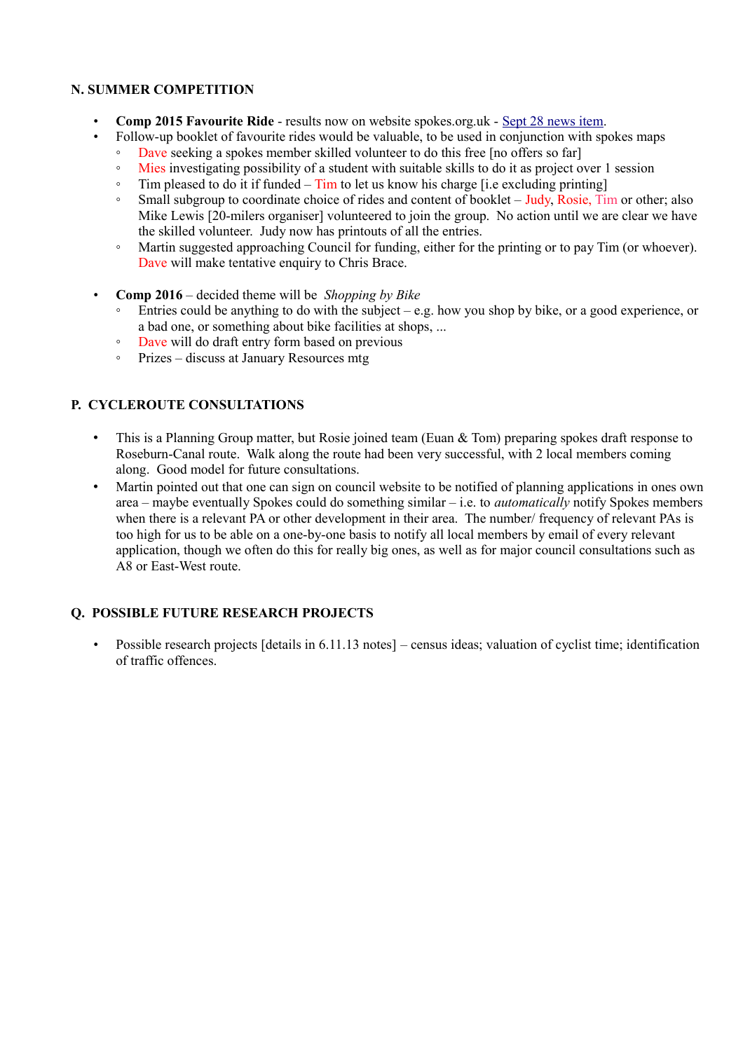## N. SUMMER COMPETITION

- **Comp 2015 Favourite Ride** - results now on website spokes.org.uk - Sept 28 news item.
- Follow-up booklet of favourite rides would be valuable, to be used in conjunction with spokes maps
  - Dave seeking a spokes member skilled volunteer to do this free [no offers so far]
  - Mies investigating possibility of a student with suitable skills to do it as project over 1 session
  - Tim pleased to do it if funded – Tim to let us know his charge [i.e excluding printing]
  - Small subgroup to coordinate choice of rides and content of booklet – Judy, Rosie, Tim or other; also Mike Lewis [20-milers organiser] volunteered to join the group. No action until we are clear we have the skilled volunteer. Judy now has printouts of all the entries.
  - Martin suggested approaching Council for funding, either for the printing or to pay Tim (or whoever). Dave will make tentative enquiry to Chris Brace.

- **Comp 2016** – decided theme will be *Shopping by Bike*
  - Entries could be anything to do with the subject – e.g. how you shop by bike, or a good experience, or a bad one, or something about bike facilities at shops, ...
  - Dave will do draft entry form based on previous
  - Prizes – discuss at January Resources mtg

## P. CYCLEROUTE CONSULTATIONS

- This is a Planning Group matter, but Rosie joined team (Euan & Tom) preparing spokes draft response to Roseburn-Canal route. Walk along the route had been very successful, with 2 local members coming along. Good model for future consultations.
- Martin pointed out that one can sign on council website to be notified of planning applications in ones own area – maybe eventually Spokes could do something similar – i.e. to *automatically* notify Spokes members when there is a relevant PA or other development in their area. The number/ frequency of relevant PAs is too high for us to be able on a one-by-one basis to notify all local members by email of every relevant application, though we often do this for really big ones, as well as for major council consultations such as A8 or East-West route.

## Q. POSSIBLE FUTURE RESEARCH PROJECTS

- Possible research projects [details in 6.11.13 notes] – census ideas; valuation of cyclist time; identification of traffic offences.